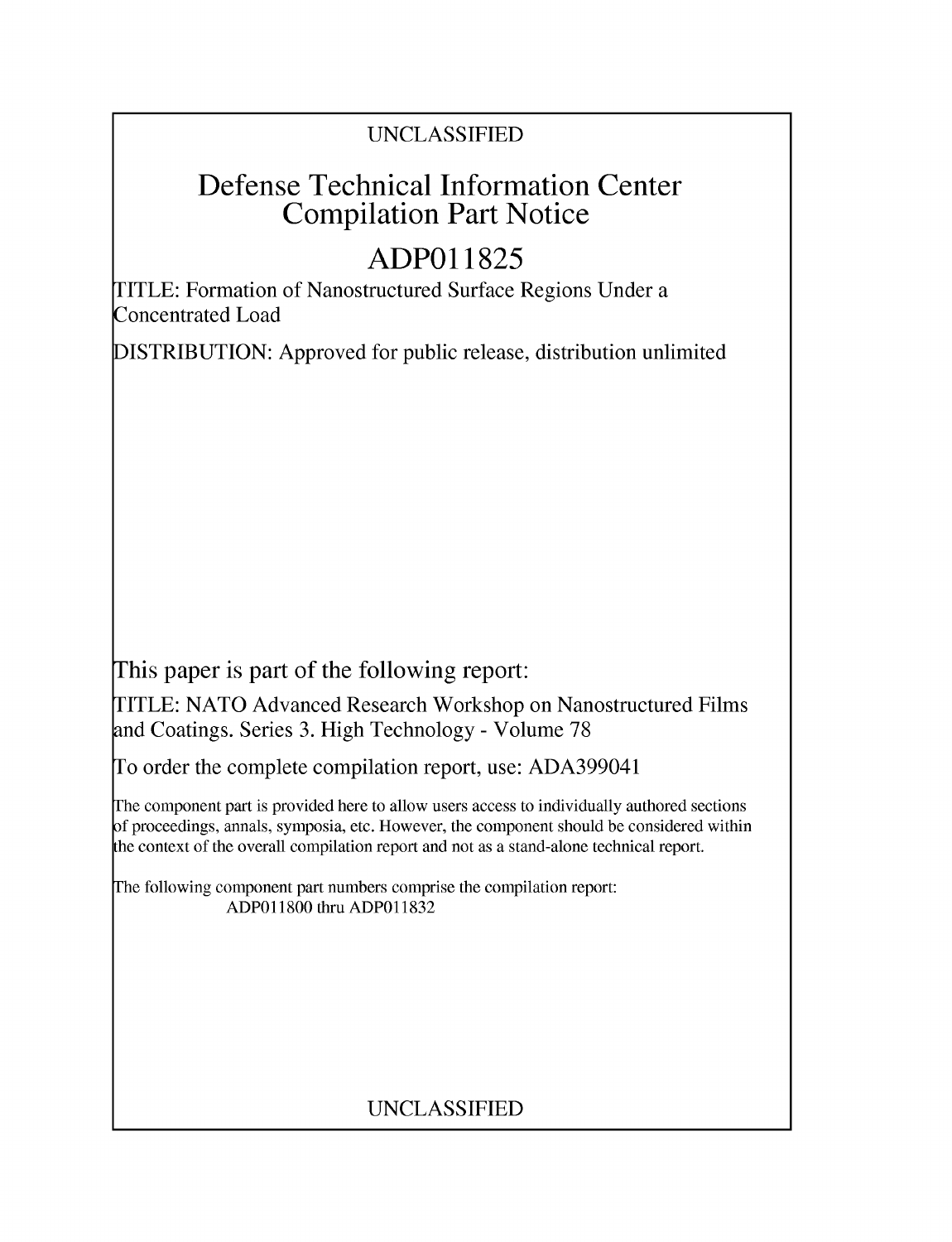UNCLASSIFIED

# Defense Technical Information Center Compilation Part Notice

# ADP011825

TITLE: Formation of Nanostructured Surface Regions Under a Concentrated Load

DISTRIBUTION: Approved for public release, distribution unlimited

This paper is part of the following report:

TITLE: NATO Advanced Research Workshop on Nanostructured Films and Coatings. Series 3. High Technology - Volume 78

To order the complete compilation report, use: ADA399041

The component part is provided here to allow users access to individually authored sections of proceedings, annals, symposia, etc. However, the component should be considered within the context of the overall compilation report and not as a stand-alone technical report.

The following component part numbers comprise the compilation report:
ADP011800 thru ADP011832

UNCLASSIFIED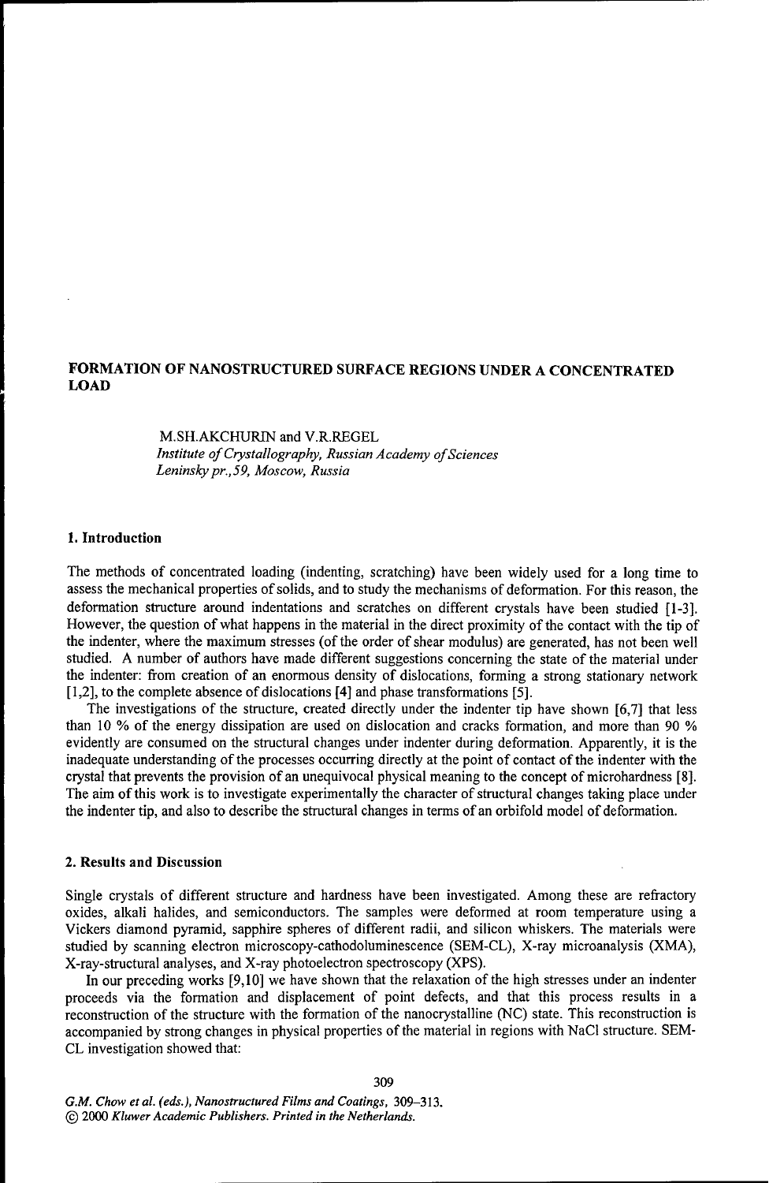# FORMATION OF NANOSTRUCTURED SURFACE REGIONS UNDER A CONCENTRATED LOAD

M.SH.AKCHURIN and V.R.REGEL
*Institute of Crystallography, Russian Academy of Sciences*
*Leninsky pr.,59, Moscow, Russia*

## 1. Introduction

The methods of concentrated loading (indenting, scratching) have been widely used for a long time to assess the mechanical properties of solids, and to study the mechanisms of deformation. For this reason, the deformation structure around indentations and scratches on different crystals have been studied [1-3]. However, the question of what happens in the material in the direct proximity of the contact with the tip of the indenter, where the maximum stresses (of the order of shear modulus) are generated, has not been well studied. A number of authors have made different suggestions concerning the state of the material under the indenter: from creation of an enormous density of dislocations, forming a strong stationary network [1,2], to the complete absence of dislocations [4] and phase transformations [5].

The investigations of the structure, created directly under the indenter tip have shown [6,7] that less than 10 % of the energy dissipation are used on dislocation and cracks formation, and more than 90 % evidently are consumed on the structural changes under indenter during deformation. Apparently, it is the inadequate understanding of the processes occurring directly at the point of contact of the indenter with the crystal that prevents the provision of an unequivocal physical meaning to the concept of microhardness [8]. The aim of this work is to investigate experimentally the character of structural changes taking place under the indenter tip, and also to describe the structural changes in terms of an orbifold model of deformation.

## 2. Results and Discussion

Single crystals of different structure and hardness have been investigated. Among these are refractory oxides, alkali halides, and semiconductors. The samples were deformed at room temperature using a Vickers diamond pyramid, sapphire spheres of different radii, and silicon whiskers. The materials were studied by scanning electron microscopy-cathodoluminescence (SEM-CL), X-ray microanalysis (XMA), X-ray-structural analyses, and X-ray photoelectron spectroscopy (XPS).

In our preceding works [9,10] we have shown that the relaxation of the high stresses under an indenter proceeds via the formation and displacement of point defects, and that this process results in a reconstruction of the structure with the formation of the nanocrystalline (NC) state. This reconstruction is accompanied by strong changes in physical properties of the material in regions with NaCl structure. SEM-CL investigation showed that:

*G.M. Chow et al. (eds.), Nanostructured Films and Coatings, 309–313.*
*© 2000 Kluwer Academic Publishers. Printed in the Netherlands.*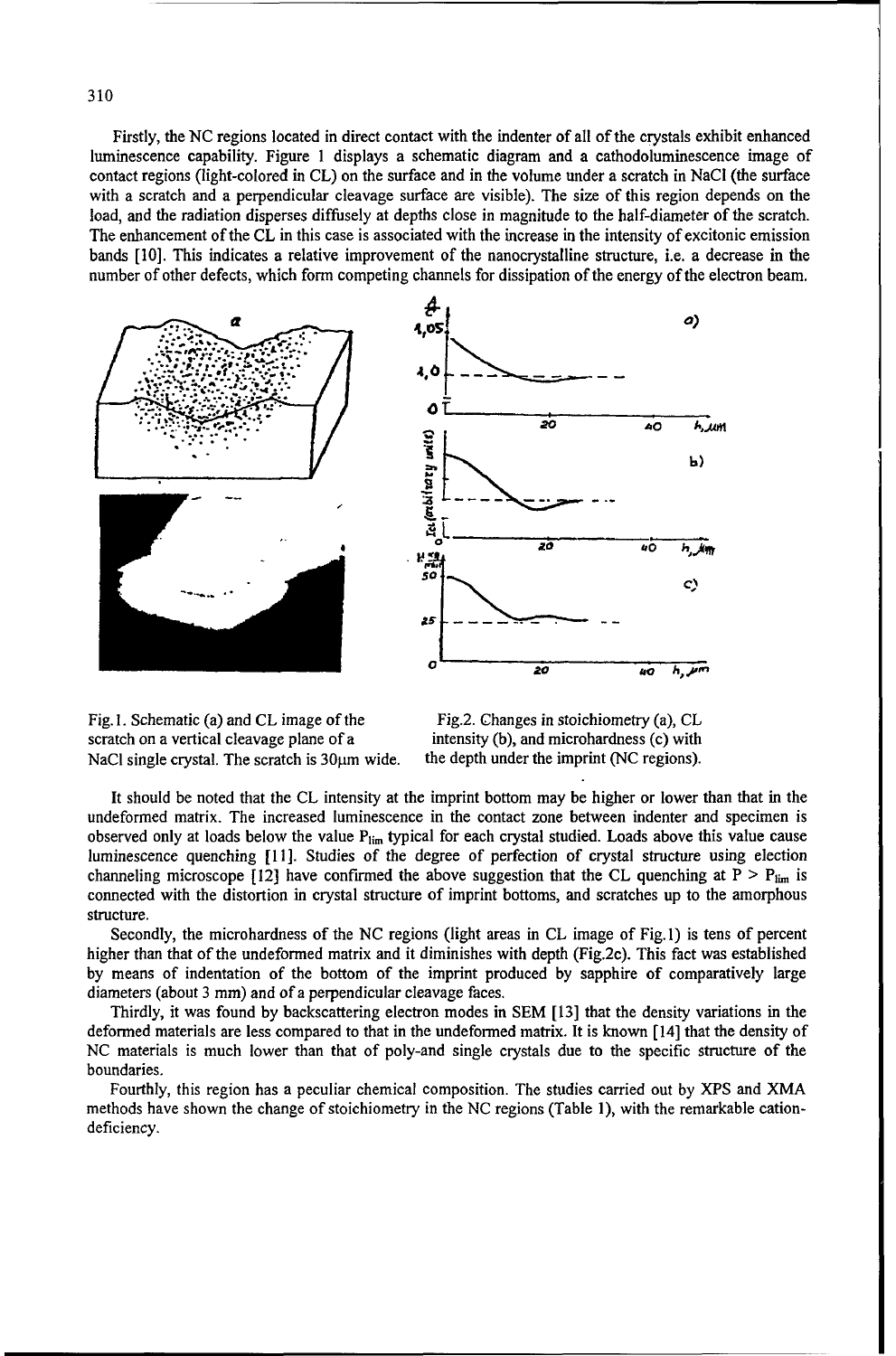Firstly, the NC regions located in direct contact with the indenter of all of the crystals exhibit enhanced luminescence capability. Figure 1 displays a schematic diagram and a cathodoluminescence image of contact regions (light-colored in CL) on the surface and in the volume under a scratch in NaCl (the surface with a scratch and a perpendicular cleavage surface are visible). The size of this region depends on the load, and the radiation disperses diffusely at depths close in magnitude to the half-diameter of the scratch. The enhancement of the CL in this case is associated with the increase in the intensity of excitonic emission bands [10]. This indicates a relative improvement of the nanocrystalline structure, i.e. a decrease in the number of other defects, which form competing channels for dissipation of the energy of the electron beam.

Fig.1. Schematic (a) and CL image of the scratch on a vertical cleavage plane of a NaCl single crystal. The scratch is 30μm wide.

Fig.2. Changes in stoichiometry (a), CL intensity (b), and microhardness (c) with the depth under the imprint (NC regions).

It should be noted that the CL intensity at the imprint bottom may be higher or lower than that in the undeformed matrix. The increased luminescence in the contact zone between indenter and specimen is observed only at loads below the value $P_{lim}$ typical for each crystal studied. Loads above this value cause luminescence quenching [11]. Studies of the degree of perfection of crystal structure using election channeling microscope [12] have confirmed the above suggestion that the CL quenching at $P > P_{lim}$ is connected with the distortion in crystal structure of imprint bottoms, and scratches up to the amorphous structure.

Secondly, the microhardness of the NC regions (light areas in CL image of Fig.1) is tens of percent higher than that of the undeformed matrix and it diminishes with depth (Fig.2c). This fact was established by means of indentation of the bottom of the imprint produced by sapphire of comparatively large diameters (about 3 mm) and of a perpendicular cleavage faces.

Thirdly, it was found by backscattering electron modes in SEM [13] that the density variations in the deformed materials are less compared to that in the undeformed matrix. It is known [14] that the density of NC materials is much lower than that of poly-and single crystals due to the specific structure of the boundaries.

Fourthly, this region has a peculiar chemical composition. The studies carried out by XPS and XMA methods have shown the change of stoichiometry in the NC regions (Table 1), with the remarkable cation-deficiency.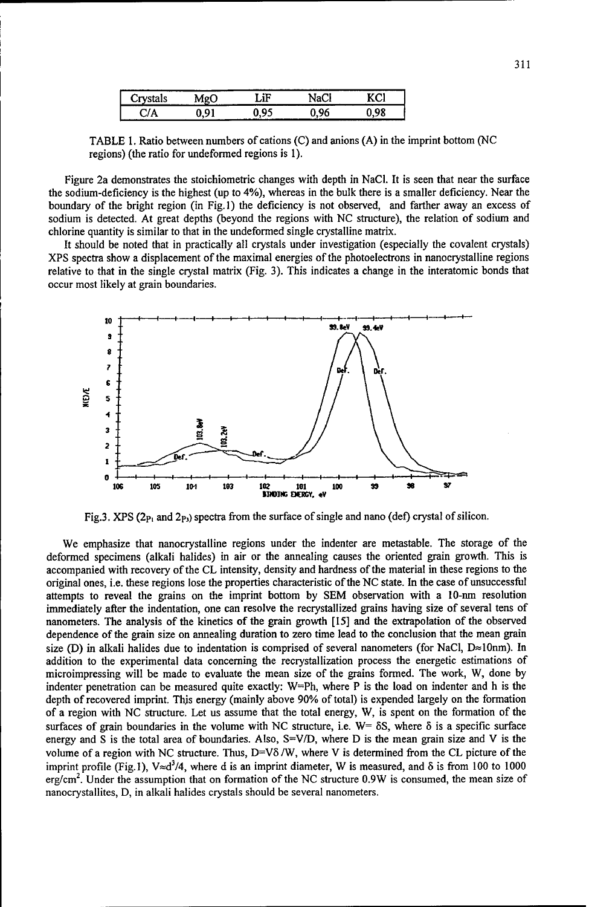| Crystals | MgO | LiF | NaCl | KCl |
|---|---|---|---|---|
| C/A | 0,91 | 0,95 | 0,96 | 0,98 |

TABLE 1. Ratio between numbers of cations (C) and anions (A) in the imprint bottom (NC regions) (the ratio for undeformed regions is 1).

Figure 2a demonstrates the stoichiometric changes with depth in NaCl. It is seen that near the surface the sodium-deficiency is the highest (up to 4%), whereas in the bulk there is a smaller deficiency. Near the boundary of the bright region (in Fig.1) the deficiency is not observed, and farther away an excess of sodium is detected. At great depths (beyond the regions with NC structure), the relation of sodium and chlorine quantity is similar to that in the undeformed single crystalline matrix.

It should be noted that in practically all crystals under investigation (especially the covalent crystals) XPS spectra show a displacement of the maximal energies of the photoelectrons in nanocrystalline regions relative to that in the single crystal matrix (Fig. 3). This indicates a change in the interatomic bonds that occur most likely at grain boundaries.

Fig.3. XPS ($2_{P_1}$ and $2_{P_3}$) spectra from the surface of single and nano (def) crystal of silicon.

We emphasize that nanocrystalline regions under the indenter are metastable. The storage of the deformed specimens (alkali halides) in air or the annealing causes the oriented grain growth. This is accompanied with recovery of the CL intensity, density and hardness of the material in these regions to the original ones, i.e. these regions lose the properties characteristic of the NC state. In the case of unsuccessful attempts to reveal the grains on the imprint bottom by SEM observation with a 10-nm resolution immediately after the indentation, one can resolve the recrystallized grains having size of several tens of nanometers. The analysis of the kinetics of the grain growth [15] and the extrapolation of the observed dependence of the grain size on annealing duration to zero time lead to the conclusion that the mean grain size (D) in alkali halides due to indentation is comprised of several nanometers (for NaCl, $D \approx 10$nm). In addition to the experimental data concerning the recrystallization process the energetic estimations of microimpressing will be made to evaluate the mean size of the grains formed. The work, W, done by indenter penetration can be measured quite exactly: $W=Ph$, where P is the load on indenter and h is the depth of recovered imprint. This energy (mainly above 90% of total) is expended largely on the formation of a region with NC structure. Let us assume that the total energy, W, is spent on the formation of the surfaces of grain boundaries in the volume with NC structure, i.e. $W= \delta S$, where $\delta$ is a specific surface energy and S is the total area of boundaries. Also, $S=V/D$, where D is the mean grain size and V is the volume of a region with NC structure. Thus, $D=V\delta /W$, where V is determined from the CL picture of the imprint profile (Fig.1), $V \approx d^3/4$, where d is an imprint diameter, W is measured, and $\delta$ is from 100 to 1000 erg/cm$^2$. Under the assumption that on formation of the NC structure 0.9W is consumed, the mean size of nanocrystallites, D, in alkali halides crystals should be several nanometers.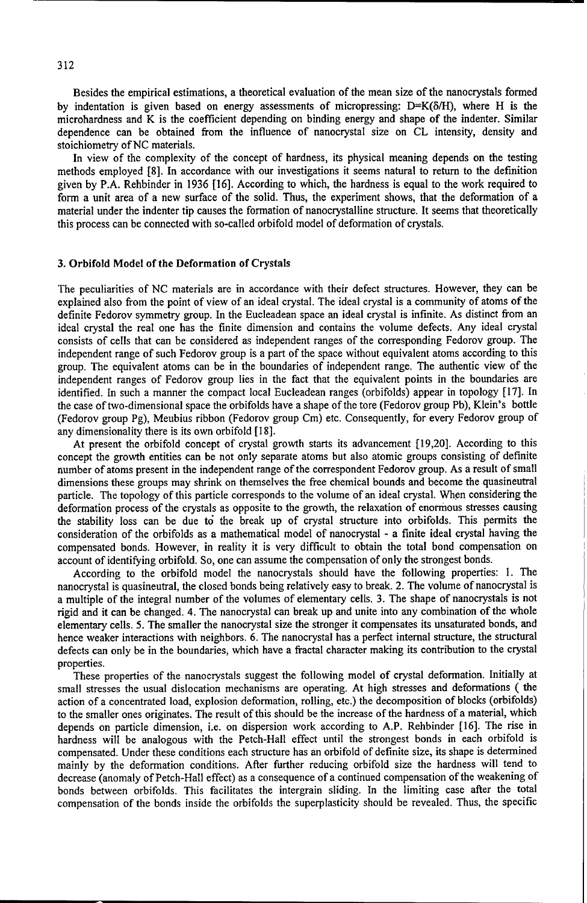Besides the empirical estimations, a theoretical evaluation of the mean size of the nanocrystals formed by indentation is given based on energy assessments of micropressing: $D=K(\delta/H)$, where H is the microhardness and K is the coefficient depending on binding energy and shape of the indenter. Similar dependence can be obtained from the influence of nanocrystal size on CL intensity, density and stoichiometry of NC materials.

In view of the complexity of the concept of hardness, its physical meaning depends on the testing methods employed [8]. In accordance with our investigations it seems natural to return to the definition given by P.A. Rehbinder in 1936 [16]. According to which, the hardness is equal to the work required to form a unit area of a new surface of the solid. Thus, the experiment shows, that the deformation of a material under the indenter tip causes the formation of nanocrystalline structure. It seems that theoretically this process can be connected with so-called orbifold model of deformation of crystals.

## 3. Orbifold Model of the Deformation of Crystals

The peculiarities of NC materials are in accordance with their defect structures. However, they can be explained also from the point of view of an ideal crystal. The ideal crystal is a community of atoms of the definite Fedorov symmetry group. In the Eucleadean space an ideal crystal is infinite. As distinct from an ideal crystal the real one has the finite dimension and contains the volume defects. Any ideal crystal consists of cells that can be considered as independent ranges of the corresponding Fedorov group. The independent range of such Fedorov group is a part of the space without equivalent atoms according to this group. The equivalent atoms can be in the boundaries of independent range. The authentic view of the independent ranges of Fedorov group lies in the fact that the equivalent points in the boundaries are identified. In such a manner the compact local Eucleadean ranges (orbifolds) appear in topology [17]. In the case of two-dimensional space the orbifolds have a shape of the tore (Fedorov group Pb), Klein's bottle (Fedorov group Pg), Meubius ribbon (Fedorov group Cm) etc. Consequently, for every Fedorov group of any dimensionality there is its own orbifold [18].

At present the orbifold concept of crystal growth starts its advancement [19,20]. According to this concept the growth entities can be not only separate atoms but also atomic groups consisting of definite number of atoms present in the independent range of the correspondent Fedorov group. As a result of small dimensions these groups may shrink on themselves the free chemical bounds and become the quasineutral particle. The topology of this particle corresponds to the volume of an ideal crystal. When considering the deformation process of the crystals as opposite to the growth, the relaxation of enormous stresses causing the stability loss can be due to the break up of crystal structure into orbifolds. This permits the consideration of the orbifolds as a mathematical model of nanocrystal - a finite ideal crystal having the compensated bonds. However, in reality it is very difficult to obtain the total bond compensation on account of identifying orbifold. So, one can assume the compensation of only the strongest bonds.

According to the orbifold model the nanocrystals should have the following properties: 1. The nanocrystal is quasineutral, the closed bonds being relatively easy to break. 2. The volume of nanocrystal is a multiple of the integral number of the volumes of elementary cells. 3. The shape of nanocrystals is not rigid and it can be changed. 4. The nanocrystal can break up and unite into any combination of the whole elementary cells. 5. The smaller the nanocrystal size the stronger it compensates its unsaturated bonds, and hence weaker interactions with neighbors. 6. The nanocrystal has a perfect internal structure, the structural defects can only be in the boundaries, which have a fractal character making its contribution to the crystal properties.

These properties of the nanocrystals suggest the following model of crystal deformation. Initially at small stresses the usual dislocation mechanisms are operating. At high stresses and deformations ( the action of a concentrated load, explosion deformation, rolling, etc.) the decomposition of blocks (orbifolds) to the smaller ones originates. The result of this should be the increase of the hardness of a material, which depends on particle dimension, i.e. on dispersion work according to A.P. Rehbinder [16]. The rise in hardness will be analogous with the Petch-Hall effect until the strongest bonds in each orbifold is compensated. Under these conditions each structure has an orbifold of definite size, its shape is determined mainly by the deformation conditions. After further reducing orbifold size the hardness will tend to decrease (anomaly of Petch-Hall effect) as a consequence of a continued compensation of the weakening of bonds between orbifolds. This facilitates the intergrain sliding. In the limiting case after the total compensation of the bonds inside the orbifolds the superplasticity should be revealed. Thus, the specific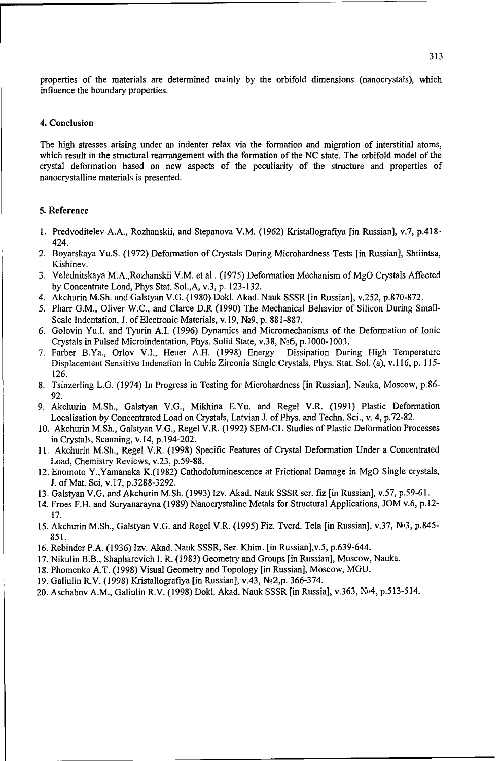properties of the materials are determined mainly by the orbifold dimensions (nanocrystals), which influence the boundary properties.

## 4. Conclusion

The high stresses arising under an indenter relax via the formation and migration of interstitial atoms, which result in the structural rearrangement with the formation of the NC state. The orbifold model of the crystal deformation based on new aspects of the peculiarity of the structure and properties of nanocrystalline materials is presented.

## 5. Reference

1. Predvoditelev A.A., Rozhanskii, and Stepanova V.M. (1962) Kristallografiya [in Russian], v.7, p.418-424.
2. Boyarskaya Yu.S. (1972) Deformation of Crystals During Microhardness Tests [in Russian], Shtiintsa, Kishinev.
3. Velednitskaya M.A.,Rozhanskii V.M. et al . (1975) Deformation Mechanism of MgO Crystals Affected by Concentrate Load, Phys Stat. Sol.,A, v.3, p. 123-132.
4. Akchurin M.Sh. and Galstyan V.G. (1980) Dokl. Akad. Nauk SSSR [in Russian], v.252, p.870-872.
5. Pharr G.M., Oliver W.C., and Clarce D.R (1990) The Mechanical Behavior of Silicon During Small-Scale Indentation, J. of Electronic Materials, v.19, №9, p. 881-887.
6. Golovin Yu.I. and Tyurin A.I. (1996) Dynamics and Micromechanisms of the Deformation of Ionic Crystals in Pulsed Microindentation, Phys. Solid State, v.38, №6, p.1000-1003.
7. Farber B.Ya., Orlov V.I., Heuer A.H. (1998) Energy Dissipation During High Temperature Displacement Sensitive Indenation in Cubic Zirconia Single Crystals, Phys. Stat. Sol. (a), v.116, p. 115-126.
8. Tsinzerling L.G. (1974) In Progress in Testing for Microhardness [in Russian], Nauka, Moscow, p.86-92.
9. Akchurin M.Sh., Galstyan V.G., Mikhina E.Yu. and Regel V.R. (1991) Plastic Deformation Localisation by Concentrated Load on Crystals, Latvian J. of Phys. and Techn. Sci., v. 4, p.72-82.
10. Akchurin M.Sh., Galstyan V.G., Regel V.R. (1992) SEM-CL Studies of Plastic Deformation Processes in Crystals, Scanning, v.14, p.194-202.
11. Akchurin M.Sh., Regel V.R. (1998) Specific Features of Crystal Deformation Under a Concentrated Load, Chemistry Reviews, v.23, p.59-88.
12. Enomoto Y.,Yamanaka K.(1982) Cathodoluminescence at Frictional Damage in MgO Single crystals, J. of Mat. Sci, v.17, p.3288-3292.
13. Galstyan V.G. and Akchurin M.Sh. (1993) Izv. Akad. Nauk SSSR ser. fiz [in Russian], v.57, p.59-61.
14. Froes F.H. and Suryanarayna (1989) Nanocrystaline Metals for Structural Applications, JOM v.6, p.12-17.
15. Akchurin M.Sh., Galstyan V.G. and Regel V.R. (1995) Fiz. Tverd. Tela [in Russian], v.37, №3, p.845-851.
16. Rebinder P.A. (1936) Izv. Akad. Nauk SSSR, Ser. Khim. [in Russian],v.5, p.639-644.
17. Nikulin B.B., Shapharevich I. R. (1983) Geometry and Groups [in Russian], Moscow, Nauka.
18. Phomenko A.T. (1998) Visual Geometry and Topology [in Russian], Moscow, MGU.
19. Galiulin R.V. (1998) Kristallografiya [in Russian], v.43, №2,p. 366-374.
20. Aschabov A.M., Galiulin R.V. (1998) Dokl. Akad. Nauk SSSR [in Russia], v.363, №4, p.513-514.